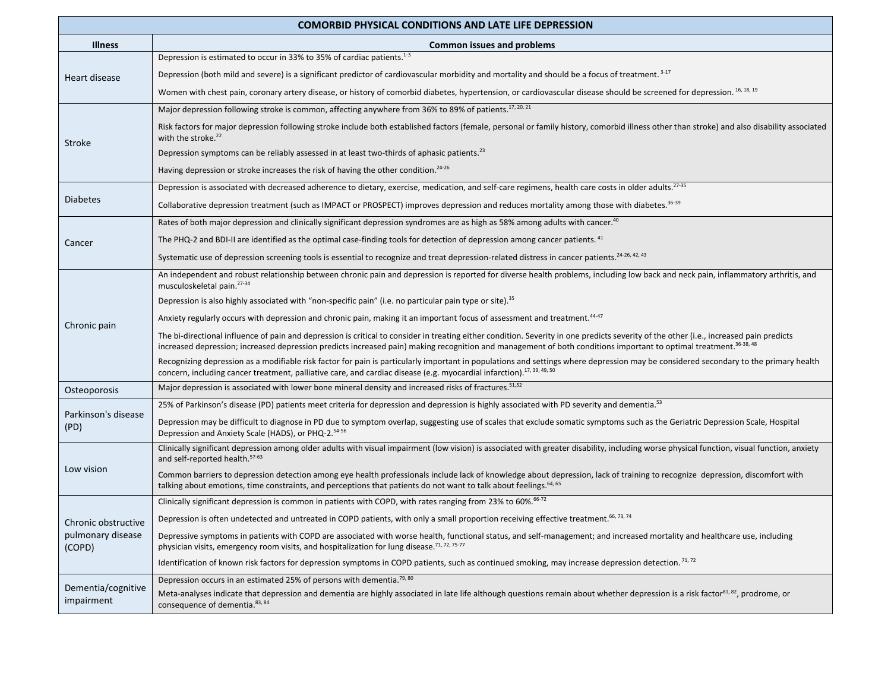| COMORBID PHYSICAL CONDITIONS AND LATE LIFE DEPRESSION | |
|---|---|
| **Illness** | **Common issues and problems** |
| Heart disease | Depression is estimated to occur in 33% to 35% of cardiac patients.[1-3]<br><br>Depression (both mild and severe) is a significant predictor of cardiovascular morbidity and mortality and should be a focus of treatment.[3-17]<br><br>Women with chest pain, coronary artery disease, or history of comorbid diabetes, hypertension, or cardiovascular disease should be screened for depression.[16, 18, 19] |
| Stroke | Major depression following stroke is common, affecting anywhere from 36% to 89% of patients.[17, 20, 21]<br><br>Risk factors for major depression following stroke include both established factors (female, personal or family history, comorbid illness other than stroke) and also disability associated with the stroke.[22]<br><br>Depression symptoms can be reliably assessed in at least two-thirds of aphasic patients.[23]<br><br>Having depression or stroke increases the risk of having the other condition.[24-26] |
| Diabetes | Depression is associated with decreased adherence to dietary, exercise, medication, and self-care regimens, health care costs in older adults.[27-35]<br><br>Collaborative depression treatment (such as IMPACT or PROSPECT) improves depression and reduces mortality among those with diabetes.[36-39] |
| Cancer | Rates of both major depression and clinically significant depression syndromes are as high as 58% among adults with cancer.[40]<br><br>The PHQ-2 and BDI-II are identified as the optimal case-finding tools for detection of depression among cancer patients.[41]<br><br>Systematic use of depression screening tools is essential to recognize and treat depression-related distress in cancer patients.[24-26, 42, 43] |
| Chronic pain | An independent and robust relationship between chronic pain and depression is reported for diverse health problems, including low back and neck pain, inflammatory arthritis, and musculoskeletal pain.[27-34]<br><br>Depression is also highly associated with "non-specific pain" (i.e. no particular pain type or site).[35]<br><br>Anxiety regularly occurs with depression and chronic pain, making it an important focus of assessment and treatment.[44-47]<br><br>The bi-directional influence of pain and depression is critical to consider in treating either condition. Severity in one predicts severity of the other (i.e., increased pain predicts increased depression; increased depression predicts increased pain) making recognition and management of both conditions important to optimal treatment.[36-38, 48]<br><br>Recognizing depression as a modifiable risk factor for pain is particularly important in populations and settings where depression may be considered secondary to the primary health concern, including cancer treatment, palliative care, and cardiac disease (e.g. myocardial infarction).[17, 39, 49, 50] |
| Osteoporosis | Major depression is associated with lower bone mineral density and increased risks of fractures.[51,52] |
| Parkinson's disease (PD) | 25% of Parkinson's disease (PD) patients meet criteria for depression and depression is highly associated with PD severity and dementia.[53]<br><br>Depression may be difficult to diagnose in PD due to symptom overlap, suggesting use of scales that exclude somatic symptoms such as the Geriatric Depression Scale, Hospital Depression and Anxiety Scale (HADS), or PHQ-2.[54-56] |
| Low vision | Clinically significant depression among older adults with visual impairment (low vision) is associated with greater disability, including worse physical function, visual function, anxiety and self-reported health.[57-63]<br><br>Common barriers to depression detection among eye health professionals include lack of knowledge about depression, lack of training to recognize depression, discomfort with talking about emotions, time constraints, and perceptions that patients do not want to talk about feelings.[64, 65] |
| Chronic obstructive pulmonary disease (COPD) | Clinically significant depression is common in patients with COPD, with rates ranging from 23% to 60%.[66-72]<br><br>Depression is often undetected and untreated in COPD patients, with only a small proportion receiving effective treatment.[66, 73, 74]<br><br>Depressive symptoms in patients with COPD are associated with worse health, functional status, and self-management; and increased mortality and healthcare use, including physician visits, emergency room visits, and hospitalization for lung disease.[71, 72, 75-77]<br><br>Identification of known risk factors for depression symptoms in COPD patients, such as continued smoking, may increase depression detection.[71, 72] |
| Dementia/cognitive impairment | Depression occurs in an estimated 25% of persons with dementia.[79, 80]<br><br>Meta-analyses indicate that depression and dementia are highly associated in late life although questions remain about whether depression is a risk factor[81, 82], prodrome, or consequence of dementia.[83, 84] |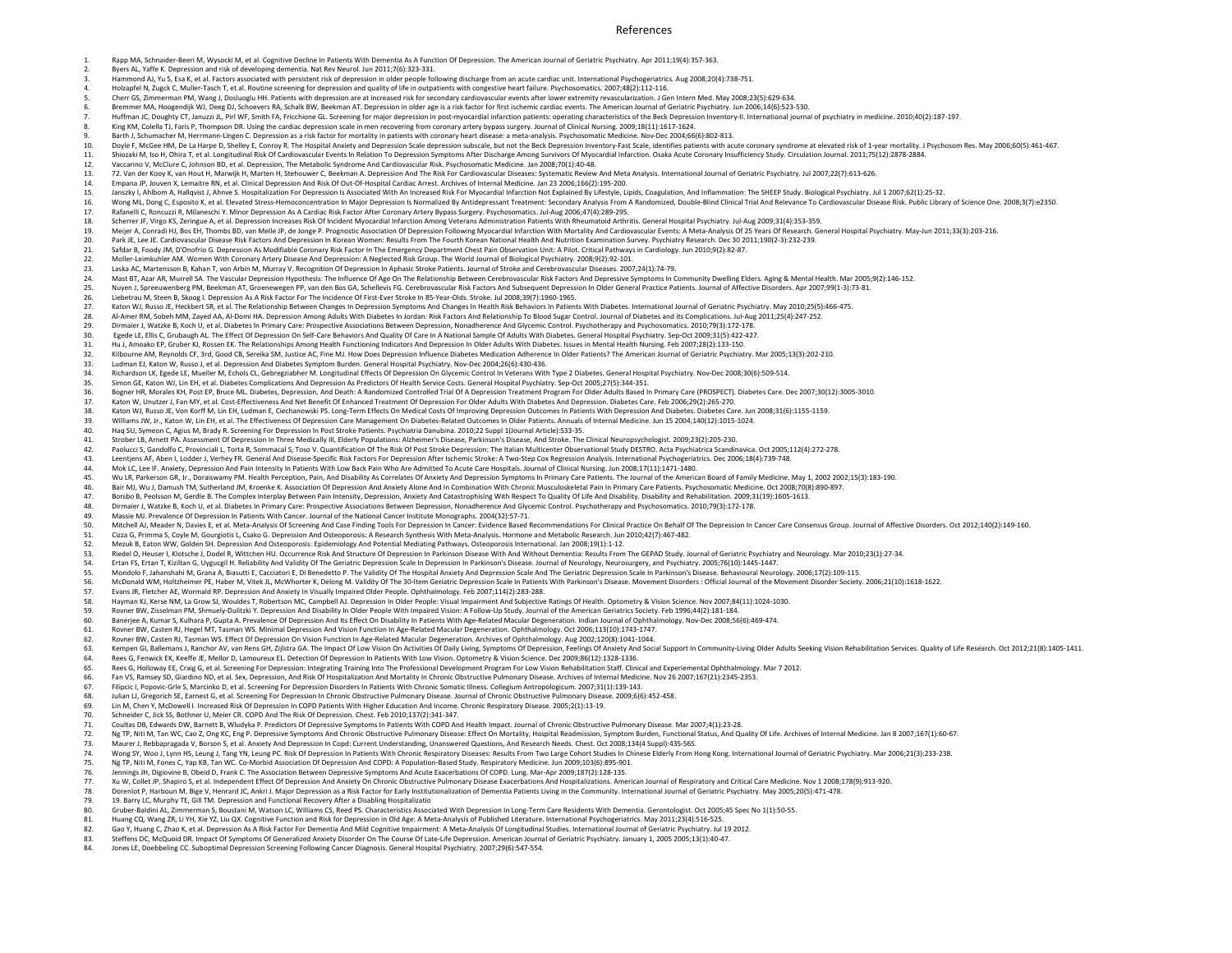# References

1. Rapp MA, Schnaider-Beeri M, Wysocki M, et al. Cognitive Decline In Patients With Dementia As A Function Of Depression. The American Journal of Geriatric Psychiatry. Apr 2011;19(4):357-363.
2. Byers AL, Yaffe K. Depression and risk of developing dementia. Nat Rev Neurol. Jun 2011;7(6):323-331.
3. Hammond AJ, Yu S, Esa K, et al. Factors associated with persistent risk of depression in older people following discharge from an acute cardiac unit. International Psychogeriatrics. Aug 2008;20(4):738-751.
4. Holzapfel N, Zugck C, Muller-Tasch T, et al. Routine screening for depression and quality of life in outpatients with congestive heart failure. Psychosomatics. 2007;48(2):112-116.
5. Cherr GS, Zimmerman PM, Wang J, Dosluoglu HH. Patients with depression are at increased risk for secondary cardiovascular events after lower extremity revascularization. J Gen Intern Med. May 2008;23(5):629-634.
6. Bremmer MA, Hoogendijk WJ, Deeg DJ, Schoevers RA, Schalk BW, Beekman AT. Depression in older age is a risk factor for first ischemic cardiac events. The American Journal of Geriatric Psychiatry. Jun 2006;14(6):523-530.
7. Huffman JC, Doughty CT, Januzzi JL, Pirl WF, Smith FA, Fricchione GL. Screening for major depression in post-myocardial infarction patients: operating characteristics of the Beck Depression Inventory-II. International journal of psychiatry in medicine. 2010;40(2):187-197.
8. King KM, Colella TJ, Faris P, Thompson DR. Using the cardiac depression scale in men recovering from coronary artery bypass surgery. Journal of Clinical Nursing. 2009;18(11):1617-1624.
9. Barth J, Schumacher M, Herrmann-Lingen C. Depression as a risk factor for mortality in patients with coronary heart disease: a meta-analysis. Psychosomatic Medicine. Nov-Dec 2004;66(6):802-813.
10. Doyle F, McGee HM, De La Harpe D, Shelley E, Conroy R. The Hospital Anxiety and Depression Scale depression subscale, but not the Beck Depression Inventory-Fast Scale, identifies patients with acute coronary syndrome at elevated risk of 1-year mortality. J Psychosom Res. May 2006;60(5):461-467.
11. Shiozaki M, Iso H, Ohira T, et al. Longitudinal Risk Of Cardiovascular Events In Relation To Depression Symptoms After Discharge Among Survivors Of Myocardial Infarction. Osaka Acute Coronary Insufficiency Study. Circulation Journal. 2011;75(12):2878-2884.
12. Vaccarino V, McClure C, Johnson BD, et al. Depression, The Metabolic Syndrome And Cardiovascular Risk. Psychosomatic Medicine. Jan 2008;70(1):40-48.
13. 72. Van der Kooy K, van Hout H, Marwijk H, Marten H, Stehouwer C, Beekman A. Depression And The Risk For Cardiovascular Diseases: Systematic Review And Meta Analysis. International Journal of Geriatric Psychiatry. Jul 2007;22(7):613-626.
14. Empana JP, Jouven X, Lemaitre RN, et al. Clinical Depression And Risk Of Out-Of-Hospital Cardiac Arrest. Archives of Internal Medicine. Jan 23 2006;166(2):195-200.
15. Janszky I, Ahlbom A, Hallqvist J, Ahnve S. Hospitalization For Depression Is Associated With An Increased Risk For Myocardial Infarction Not Explained By Lifestyle, Lipids, Coagulation, And Inflammation: The SHEEP Study. Biological Psychiatry. Jul 1 2007;62(1):25-32.
16. Wong ML, Dong C, Esposito K, et al. Elevated Stress-Hemoconcentration In Major Depression Is Normalized By Antidepressant Treatment: Secondary Analysis From A Randomized, Double-Blind Clinical Trial And Relevance To Cardiovascular Disease Risk. Public Library of Science One. 2008;3(7):e2350.
17. Rafanelli C, Roncuzzi R, Milaneschi Y. Minor Depression As A Cardiac Risk Factor After Coronary Artery Bypass Surgery. Psychosomatics. Jul-Aug 2006;47(4):289-295.
18. Scherrer JF, Virgo KS, Zeringue A, et al. Depression Increases Risk Of Incident Myocardial Infarction Among Veterans Administration Patients With Rheumatoid Arthritis. General Hospital Psychiatry. Jul-Aug 2009;31(4):353-359.
19. Meijer A, Conradi HJ, Bos EH, Thombs BD, van Melle JP, de Jonge P. Prognostic Association Of Depression Following Myocardial Infarction With Mortality And Cardiovascular Events: A Meta-Analysis Of 25 Years Of Research. General Hospital Psychiatry. May-Jun 2011;33(3):203-216.
20. Park JE, Lee JE. Cardiovascular Disease Risk Factors And Depression In Korean Women: Results From The Fourth Korean National Health And Nutrition Examination Survey. Psychiatry Research. Dec 30 2011;190(2-3):232-239.
21. Safdar B, Foody JM, D'Onofrio G. Depression As Modifiable Coronary Risk Factor In The Emergency Department Chest Pain Observation Unit: A Pilot. Critical Pathways in Cardiology. Jun 2010;9(2):82-87.
22. Moller-Leimkuhler AM. Women With Coronary Artery Disease And Depression: A Neglected Risk Group. The World Journal of Biological Psychiatry. 2008;9(2):92-101.
23. Laska AC, Martensson B, Kahan T, von Arbin M, Murray V. Recognition Of Depression In Aphasic Stroke Patients. Journal of Stroke and Cerebrovascular Diseases. 2007;24(1):74-79.
24. Mast BT, Azar AR, Murrell SA. The Vascular Depression Hypothesis: The Influence Of Age On The Relationship Between Cerebrovascular Risk Factors And Depressive Symptoms In Community Dwelling Elders. Aging & Mental Health. Mar 2005;9(2):146-152.
25. Nuyen J, Spreeuwenberg PM, Beekman AT, Groenewegen PP, van den Bos GA, Schellevis FG. Cerebrovascular Risk Factors And Subsequent Depression In Older General Practice Patients. Journal of Affective Disorders. Apr 2007;99(1-3):73-81.
26. Liebetrau M, Steen B, Skoog I. Depression As A Risk Factor For The Incidence Of First-Ever Stroke In 85-Year-Olds. Stroke. Jul 2008;39(7):1960-1965.
27. Katon WJ, Russo JE, Heckbert SR, et al. The Relationship Between Changes In Depression Symptoms And Changes In Health Risk Behaviors In Patients With Diabetes. International Journal of Geriatric Psychiatry. May 2010;25(5):466-475.
28. Al-Amer RM, Sobeh MM, Zayed AA, Al-Domi HA. Depression Among Adults With Diabetes In Jordan: Risk Factors And Relationship To Blood Sugar Control. Journal of Diabetes and its Complications. Jul-Aug 2011;25(4):247-252.
29. Dirmaier J, Watzke B, Koch U, et al. Diabetes In Primary Care: Prospective Associations Between Depression, Nonadherence And Glycemic Control. Psychotherapy and Psychosomatics. 2010;79(3):172-178.
30. Egede LE, Ellis C, Grubaugh AL. The Effect Of Depression On Self-Care Behaviors And Quality Of Care In A National Sample Of Adults With Diabetes. General Hospital Psychiatry. Sep-Oct 2009;31(5):422-427.
31. Hu J, Amoako EP, Gruber KJ, Rossen EK. The Relationships Among Health Functioning Indicators And Depression In Older Adults With Diabetes. Issues in Mental Health Nursing. Feb 2007;28(2):133-150.
32. Kilbourne AM, Reynolds CF, 3rd, Good CB, Sereika SM, Justice AC, Fine MJ. How Does Depression Influence Diabetes Medication Adherence In Older Patients? The American Journal of Geriatric Psychiatry. Mar 2005;13(3):202-210.
33. Ludman EJ, Katon W, Russo J, et al. Depression And Diabetes Symptom Burden. General Hospital Psychiatry. Nov-Dec 2004;26(6):430-436.
34. Richardson LK, Egede LE, Mueller M, Echols CL, Gebregziabher M. Longitudinal Effects Of Depression On Glycemic Control In Veterans With Type 2 Diabetes. General Hospital Psychiatry. Nov-Dec 2008;30(6):509-514.
35. Simon GE, Katon WJ, Lin EH, et al. Diabetes Complications And Depression As Predictors Of Health Service Costs. General Hospital Psychiatry. Sep-Oct 2005;27(5):344-351.
36. Bogner HR, Morales KH, Post EP, Bruce ML. Diabetes, Depression, And Death: A Randomized Controlled Trial Of A Depression Treatment Program For Older Adults Based In Primary Care (PROSPECT). Diabetes Care. Dec 2007;30(12):3005-3010.
37. Katon W, Unutzer J, Fan MY, et al. Cost-Effectiveness And Net Benefit Of Enhanced Treatment Of Depression For Older Adults With Diabetes And Depression. Diabetes Care. Feb 2006;29(2):265-270.
38. Katon WJ, Russo JE, Von Korff M, Lin EH, Ludman E, Ciechanowski PS. Long-Term Effects On Medical Costs Of Improving Depression Outcomes In Patients With Depression And Diabetes. Diabetes Care. Jun 2008;31(6):1155-1159.
39. Williams JW, Jr., Katon W, Lin EH, et al. The Effectiveness Of Depression Care Management On Diabetes-Related Outcomes In Older Patients. Annals of Internal Medicine. Jun 15 2004;140(12):1015-1024.
40. Haq SU, Symeon C, Agius M, Brady R. Screening For Depression In Post Stroke Patients. Psychiatria Danubina. 2010;22 Suppl 1(Journal Article):S33-35.
41. Strober LB, Arnett PA. Assessment Of Depression In Three Medically Ill, Elderly Populations: Alzheimer's Disease, Parkinson's Disease, And Stroke. The Clinical Neuropsychologist. 2009;23(2):205-230.
42. Paolucci S, Gandolfo C, Provinciali L, Torta R, Sommacal S, Toso V. Quantification Of The Risk Of Post Stroke Depression: The Italian Multicenter Observational Study DESTRO. Acta Psychiatrica Scandinavica. Oct 2005;112(4):272-278.
43. Leentjens AF, Aben I, Lodder J, Verhey FR. General And Disease-Specific Risk Factors For Depression After Ischemic Stroke: A Two-Step Cox Regression Analysis. International Psychogeriatrics. Dec 2006;18(4):739-748.
44. Mok LC, Lee IF. Anxiety, Depression And Pain Intensity In Patients With Low Back Pain Who Are Admitted To Acute Care Hospitals. Journal of Clinical Nursing. Jun 2008;17(11):1471-1480.
45. Wu LR, Parkerson GR, Jr., Doraiswamy PM. Health Perception, Pain, And Disability As Correlates Of Anxiety And Depression Symptoms In Primary Care Patients. The Journal of the American Board of Family Medicine. May 1, 2002 2002;15(3):183-190.
46. Bair MJ, Wu J, Damush TM, Sutherland JM, Kroenke K. Association Of Depression And Anxiety Alone And In Combination With Chronic Musculoskeletal Pain In Primary Care Patients. Psychosomatic Medicine. Oct 2008;70(8):890-897.
47. Borsbo B, Peolsson M, Gerdle B. The Complex Interplay Between Pain Intensity, Depression, Anxiety And Catastrophising With Respect To Quality Of Life And Disability. Disability and Rehabilitation. 2009;31(19):1605-1613.
48. Dirmaier J, Watzke B, Koch U, et al. Diabetes In Primary Care: Prospective Associations Between Depression, Nonadherence And Glycemic Control. Psychotherapy and Psychosomatics. 2010;79(3):172-178.
49. Massie MJ. Prevalence Of Depression In Patients With Cancer. Journal of the National Cancer Institute Monographs. 2004(32):57-71.
50. Mitchell AJ, Meader N, Davies E, et al. Meta-Analysis Of Screening And Case Finding Tools For Depression In Cancer: Evidence Based Recommendations For Clinical Practice On Behalf Of The Depression In Cancer Care Consensus Group. Journal of Affective Disorders. Oct 2012;140(2):149-160.
51. Cizza G, Primma S, Coyle M, Gourgiotis L, Csako G. Depression And Osteoporosis: A Research Synthesis With Meta-Analysis. Hormone and Metabolic Research. Jun 2010;42(7):467-482.
52. Mezuk B, Eaton WW, Golden SH. Depression And Osteoporosis: Epidemiology And Potential Mediating Pathways. Osteoporosis International. Jan 2008;19(1):1-12.
53. Riedel O, Heuser I, Klotsche J, Dodel R, Wittchen HU. Occurrence Risk And Structure Of Depression In Parkinson Disease With And Without Dementia: Results From The GEPAD Study. Journal of Geriatric Psychiatry and Neurology. Mar 2010;23(1):27-34.
54. Ertan FS, Ertan T, Kiziltan G, Uyguçgil H. Reliability And Validity Of The Geriatric Depression Scale In Depression In Parkinson's Disease. Journal of Neurology, Neurosurgery, and Psychiatry. 2005;76(10):1445-1447.
55. Mondolo F, Jahanshahi M, Grana A, Biasutti E, Cacciatori E, Di Benedetto P. The Validity Of The Hospital Anxiety And Depression Scale And The Geriatric Depression Scale In Parkinson's Disease. Behavioural Neurology. 2006;17(2):109-115.
56. McDonald WM, Holtzheimer PE, Haber M, Vitek JL, McWhorter K, Delong M. Validity Of The 30-Item Geriatric Depression Scale In Patients With Parkinson's Disease. Movement Disorders : Official Journal of the Movement Disorder Society. 2006;21(10):1618-1622.
57. Evans JR, Fletcher AE, Wormald RP. Depression And Anxiety In Visually Impaired Older People. Ophthalmology. Feb 2007;114(2):283-288.
58. Hayman KJ, Kerse NM, La Grow SJ, Wouldes T, Robertson MC, Campbell AJ. Depression In Older People: Visual Impairment And Subjective Ratings Of Health. Optometry & Vision Science. Nov 2007;84(11):1024-1030.
59. Rovner BW, Zisselman PM, Shmuely-Dulitzki Y. Depression And Disability In Older People With Impaired Vision: A Follow-Up Study. Journal of the American Geriatrics Society. Feb 1996;44(2):181-184.
60. Banerjee A, Kumar S, Kulhara P, Gupta A. Prevalence Of Depression And Its Effect On Disability In Patients With Age-Related Macular Degeneration. Indian Journal of Ophthalmology. Nov-Dec 2008;56(6):469-474.
61. Rovner BW, Casten RJ, Hegel MT, Tasman WS. Minimal Depression And Vision Function In Age-Related Macular Degeneration. Ophthalmology. Oct 2006;113(10):1743-1747.
62. Rovner BW, Casten RJ, Tasman WS. Effect Of Depression On Vision Function In Age-Related Macular Degeneration. Archives of Ophthalmology. Aug 2002;120(8):1041-1044.
63. Kempen GI, Ballemans J, Ranchor AV, van Rens GH, Zijlstra GA. The Impact Of Low Vision On Activities Of Daily Living, Symptoms Of Depression, Feelings Of Anxiety And Social Support In Community-Living Older Adults Seeking Vision Rehabilitation Services. Quality of Life Research. Oct 2012;21(8):1405-1411.
64. Rees G, Fenwick EK, Keeffe JE, Mellor D, Lamoureux EL. Detection Of Depression In Patients With Low Vision. Optometry & Vision Science. Dec 2009;86(12):1328-1336.
65. Rees G, Holloway EE, Craig G, et al. Screening For Depression: Integrating Training Into The Professional Development Program For Low Vision Rehabilitation Staff. Clinical and Experiemental Ophthalmology. Mar 7 2012.
66. Fan VS, Ramsey SD, Giardino ND, et al. Sex, Depression, And Risk Of Hospitalization And Mortality In Chronic Obstructive Pulmonary Disease. Archives of Internal Medicine. Nov 26 2007;167(21):2345-2353.
67. Filipcic I, Popovic-Grle S, Marcinko D, et al. Screening For Depression Disorders In Patients With Chronic Somatic Illness. Collegium Antropologicum. 2007;31(1):139-143.
68. Julian LJ, Gregorich SE, Earnest G, et al. Screening For Depression In Chronic Obstructive Pulmonary Disease. Journal of Chronic Obstructive Pulmonary Disease. 2009;6(6):452-458.
69. Lin M, Chen Y, McDowell I. Increased Risk Of Depression In COPD Patients With Higher Education And Income. Chronic Respiratory Disease. 2005;2(1):13-19.
70. Schneider C, Jick SS, Bothner U, Meier CR. COPD And The Risk Of Depression. Chest. Feb 2010;137(2):341-347.
71. Coultas DB, Edwards DW, Barnett B, Wludyka P. Predictors Of Depressive Symptoms In Patients With COPD And Health Impact. Journal of Chronic Obstructive Pulmonary Disease. Mar 2007;4(1):23-28.
72. Ng TP, Niti M, Tan WC, Cao Z, Ong KC, Eng P. Depressive Symptoms And Chronic Obstructive Pulmonary Disease: Effect On Mortality, Hospital Readmission, Symptom Burden, Functional Status, And Quality Of Life. Archives of Internal Medicine. Jan 8 2007;167(1):60-67.
73. Maurer J, Rebbapragada V, Borson S, et al. Anxiety And Depression In Copd: Current Understanding, Unanswered Questions, And Research Needs. Chest. Oct 2008;134(4 Suppl):43S-56S.
74. Wong SY, Woo J, Lynn HS, Leung J, Tang YN, Leung PC. Risk Of Depression In Patients With Chronic Respiratory Diseases: Results From Two Large Cohort Studies In Chinese Elderly From Hong Kong. International Journal of Geriatric Psychiatry. Mar 2006;21(3):233-238.
75. Ng TP, Niti M, Fones C, Yap KB, Tan WC. Co-Morbid Association Of Depression And COPD: A Population-Based Study. Respiratory Medicine. Jun 2009;103(6):895-901.
76. Jennings JH, Digiovine B, Obeid D, Frank C. The Association Between Depressive Symptoms And Acute Exacerbations Of COPD. Lung. Mar-Apr 2009;187(2):128-135.
77. Xu W, Collet JP, Shapiro S, et al. Independent Effect Of Depression And Anxiety On Chronic Obstructive Pulmonary Disease Exacerbations And Hospitalizations. American Journal of Respiratory and Critical Care Medicine. Nov 1 2008;178(9):913-920.
78. Dorenlot P, Harboun M, Bige V, Henrard JC, Ankri J. Major Depression as a Risk Factor for Early Institutionalization of Dementia Patients Living in the Community. International Journal of Geriatric Psychiatry. May 2005;20(5):471-478.
79. 19. Barry LC, Murphy TE, Gill TM. Depression and Functional Recovery After a Disabling Hospitalizatio
80. Gruber-Baldini AL, Zimmerman S, Boustani M, Watson LC, Williams CS, Reed PS. Characteristics Associated With Depression In Long-Term Care Residents With Dementia. Gerontologist. Oct 2005;45 Spec No 1(1):50-55.
81. Huang CQ, Wang ZR, Li YH, Xie YZ, Liu QX. Cognitive Function and Risk for Depression in Old Age: A Meta-Analysis of Published Literature. International Psychogeriatrics. May 2011;23(4):516-525.
82. Gao Y, Huang C, Zhao K, et al. Depression As A Risk Factor For Dementia And Mild Cognitive Impairment: A Meta-Analysis Of Longitudinal Studies. International Journal of Geriatric Psychiatry. Jul 19 2012.
83. Steffens DC, McQuoid DR. Impact Of Symptoms Of Generalized Anxiety Disorder On The Course Of Late-Life Depression. American Journal of Geriatric Psychiatry. January 1, 2005 2005;13(1):40-47.
84. Jones LE, Doebbeling CC. Suboptimal Depression Screening Following Cancer Diagnosis. General Hospital Psychiatry. 2007;29(6):547-554.